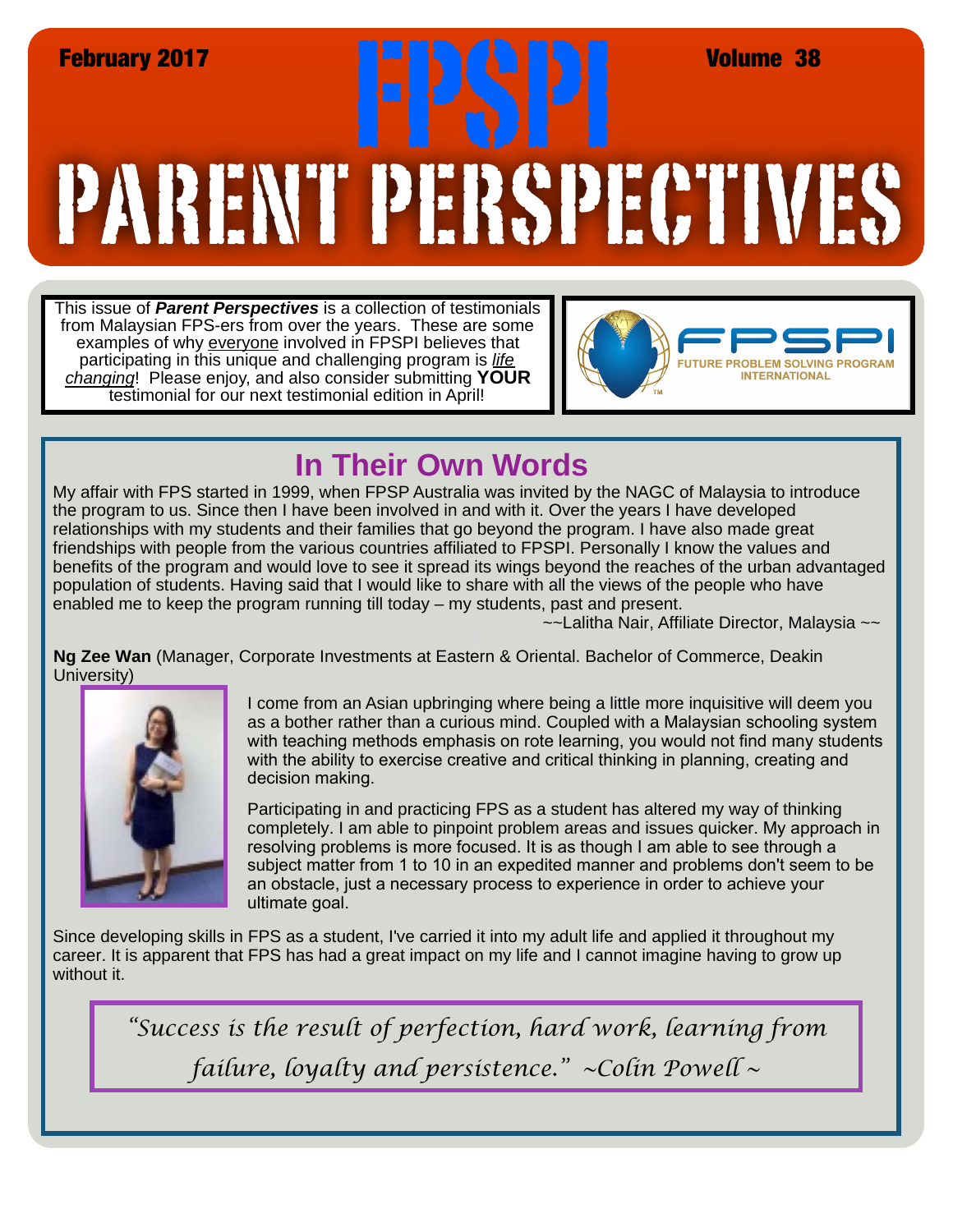February 2017 | Volume 38

# FPSPI PARENT PERSPECTIVES

This issue of ***Parent Perspectives*** is a collection of testimonials from Malaysian FPS-ers from over the years. These are some examples of why everyone involved in FPSPI believes that participating in this unique and challenging program is *life changing*! Please enjoy, and also consider submitting **YOUR** testimonial for our next testimonial edition in April!

FPSPI — FUTURE PROBLEM SOLVING PROGRAM INTERNATIONAL

## In Their Own Words

My affair with FPS started in 1999, when FPSP Australia was invited by the NAGC of Malaysia to introduce the program to us. Since then I have been involved in and with it. Over the years I have developed relationships with my students and their families that go beyond the program. I have also made great friendships with people from the various countries affiliated to FPSPI. Personally I know the values and benefits of the program and would love to see it spread its wings beyond the reaches of the urban advantaged population of students. Having said that I would like to share with all the views of the people who have enabled me to keep the program running till today – my students, past and present.

~~Lalitha Nair, Affiliate Director, Malaysia ~~

**Ng Zee Wan** (Manager, Corporate Investments at Eastern & Oriental. Bachelor of Commerce, Deakin University)

I come from an Asian upbringing where being a little more inquisitive will deem you as a bother rather than a curious mind. Coupled with a Malaysian schooling system with teaching methods emphasis on rote learning, you would not find many students with the ability to exercise creative and critical thinking in planning, creating and decision making.

Participating in and practicing FPS as a student has altered my way of thinking completely. I am able to pinpoint problem areas and issues quicker. My approach in resolving problems is more focused. It is as though I am able to see through a subject matter from 1 to 10 in an expedited manner and problems don't seem to be an obstacle, just a necessary process to experience in order to achieve your ultimate goal.

Since developing skills in FPS as a student, I've carried it into my adult life and applied it throughout my career. It is apparent that FPS has had a great impact on my life and I cannot imagine having to grow up without it.

> *"Success is the result of perfection, hard work, learning from failure, loyalty and persistence." ~Colin Powell ~*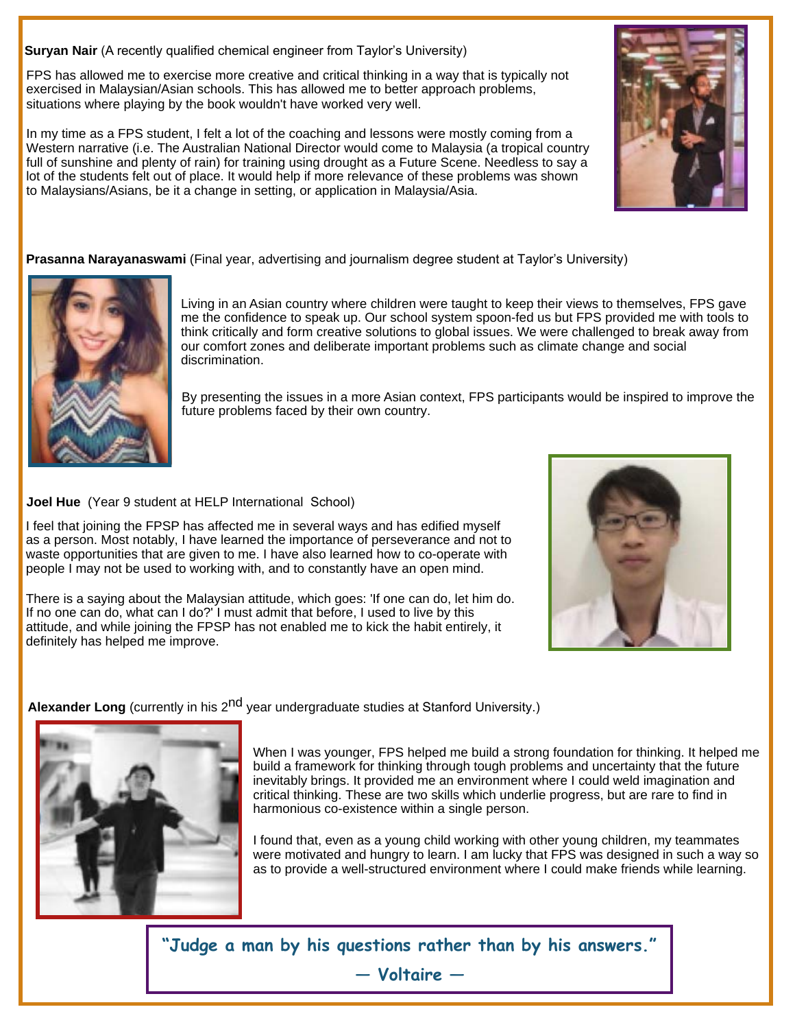**Suryan Nair** (A recently qualified chemical engineer from Taylor's University)

FPS has allowed me to exercise more creative and critical thinking in a way that is typically not exercised in Malaysian/Asian schools. This has allowed me to better approach problems, situations where playing by the book wouldn't have worked very well.

In my time as a FPS student, I felt a lot of the coaching and lessons were mostly coming from a Western narrative (i.e. The Australian National Director would come to Malaysia (a tropical country full of sunshine and plenty of rain) for training using drought as a Future Scene. Needless to say a lot of the students felt out of place. It would help if more relevance of these problems was shown to Malaysians/Asians, be it a change in setting, or application in Malaysia/Asia.

**Prasanna Narayanaswami** (Final year, advertising and journalism degree student at Taylor's University)

Living in an Asian country where children were taught to keep their views to themselves, FPS gave me the confidence to speak up. Our school system spoon-fed us but FPS provided me with tools to think critically and form creative solutions to global issues. We were challenged to break away from our comfort zones and deliberate important problems such as climate change and social discrimination.

By presenting the issues in a more Asian context, FPS participants would be inspired to improve the future problems faced by their own country.

**Joel Hue** (Year 9 student at HELP International School)

I feel that joining the FPSP has affected me in several ways and has edified myself as a person. Most notably, I have learned the importance of perseverance and not to waste opportunities that are given to me. I have also learned how to co-operate with people I may not be used to working with, and to constantly have an open mind.

There is a saying about the Malaysian attitude, which goes: 'If one can do, let him do. If no one can do, what can I do?' I must admit that before, I used to live by this attitude, and while joining the FPSP has not enabled me to kick the habit entirely, it definitely has helped me improve.

**Alexander Long** (currently in his 2nd year undergraduate studies at Stanford University.)

When I was younger, FPS helped me build a strong foundation for thinking. It helped me build a framework for thinking through tough problems and uncertainty that the future inevitably brings. It provided me an environment where I could weld imagination and critical thinking. These are two skills which underlie progress, but are rare to find in harmonious co-existence within a single person.

I found that, even as a young child working with other young children, my teammates were motivated and hungry to learn. I am lucky that FPS was designed in such a way so as to provide a well-structured environment where I could make friends while learning.

> **"Judge a man by his questions rather than by his answers."**
>
> **— Voltaire —**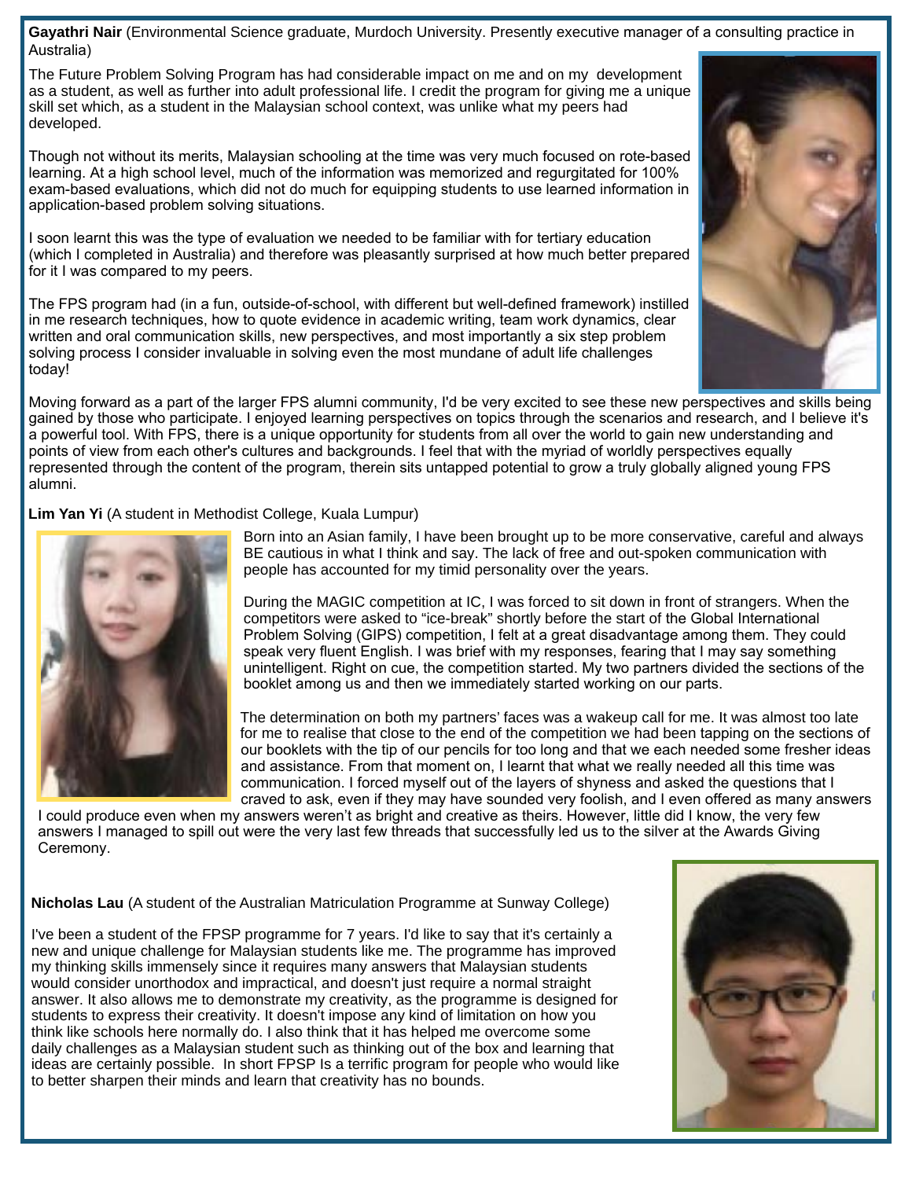**Gayathri Nair** (Environmental Science graduate, Murdoch University. Presently executive manager of a consulting practice in Australia)

The Future Problem Solving Program has had considerable impact on me and on my development as a student, as well as further into adult professional life. I credit the program for giving me a unique skill set which, as a student in the Malaysian school context, was unlike what my peers had developed.

Though not without its merits, Malaysian schooling at the time was very much focused on rote-based learning. At a high school level, much of the information was memorized and regurgitated for 100% exam-based evaluations, which did not do much for equipping students to use learned information in application-based problem solving situations.

I soon learnt this was the type of evaluation we needed to be familiar with for tertiary education (which I completed in Australia) and therefore was pleasantly surprised at how much better prepared for it I was compared to my peers.

The FPS program had (in a fun, outside-of-school, with different but well-defined framework) instilled in me research techniques, how to quote evidence in academic writing, team work dynamics, clear written and oral communication skills, new perspectives, and most importantly a six step problem solving process I consider invaluable in solving even the most mundane of adult life challenges today!

Moving forward as a part of the larger FPS alumni community, I'd be very excited to see these new perspectives and skills being gained by those who participate. I enjoyed learning perspectives on topics through the scenarios and research, and I believe it's a powerful tool. With FPS, there is a unique opportunity for students from all over the world to gain new understanding and points of view from each other's cultures and backgrounds. I feel that with the myriad of worldly perspectives equally represented through the content of the program, therein sits untapped potential to grow a truly globally aligned young FPS alumni.

**Lim Yan Yi** (A student in Methodist College, Kuala Lumpur)

Born into an Asian family, I have been brought up to be more conservative, careful and always BE cautious in what I think and say. The lack of free and out-spoken communication with people has accounted for my timid personality over the years.

During the MAGIC competition at IC, I was forced to sit down in front of strangers. When the competitors were asked to "ice-break" shortly before the start of the Global International Problem Solving (GIPS) competition, I felt at a great disadvantage among them. They could speak very fluent English. I was brief with my responses, fearing that I may say something unintelligent. Right on cue, the competition started. My two partners divided the sections of the booklet among us and then we immediately started working on our parts.

The determination on both my partners' faces was a wakeup call for me. It was almost too late for me to realise that close to the end of the competition we had been tapping on the sections of our booklets with the tip of our pencils for too long and that we each needed some fresher ideas and assistance. From that moment on, I learnt that what we really needed all this time was communication. I forced myself out of the layers of shyness and asked the questions that I craved to ask, even if they may have sounded very foolish, and I even offered as many answers I could produce even when my answers weren't as bright and creative as theirs. However, little did I know, the very few answers I managed to spill out were the very last few threads that successfully led us to the silver at the Awards Giving Ceremony.

**Nicholas Lau** (A student of the Australian Matriculation Programme at Sunway College)

I've been a student of the FPSP programme for 7 years. I'd like to say that it's certainly a new and unique challenge for Malaysian students like me. The programme has improved my thinking skills immensely since it requires many answers that Malaysian students would consider unorthodox and impractical, and doesn't just require a normal straight answer. It also allows me to demonstrate my creativity, as the programme is designed for students to express their creativity. It doesn't impose any kind of limitation on how you think like schools here normally do. I also think that it has helped me overcome some daily challenges as a Malaysian student such as thinking out of the box and learning that ideas are certainly possible. In short FPSP Is a terrific program for people who would like to better sharpen their minds and learn that creativity has no bounds.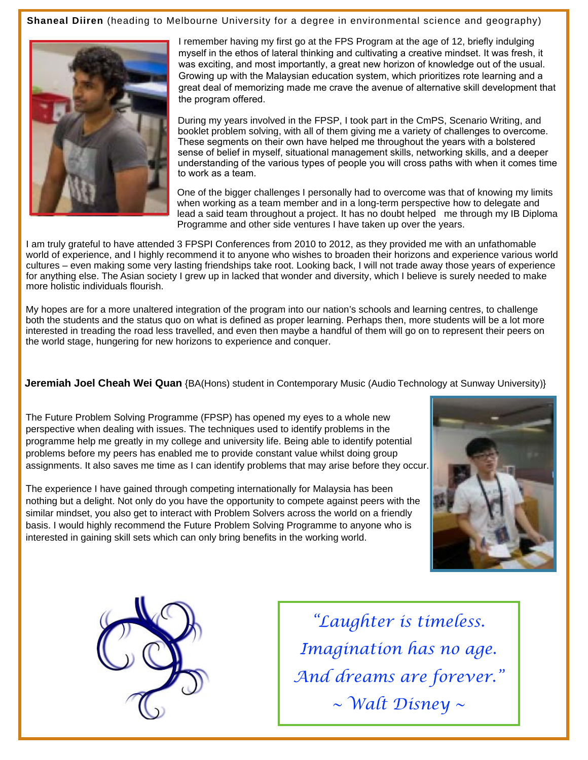**Shaneal Diiren** (heading to Melbourne University for a degree in environmental science and geography)

I remember having my first go at the FPS Program at the age of 12, briefly indulging myself in the ethos of lateral thinking and cultivating a creative mindset. It was fresh, it was exciting, and most importantly, a great new horizon of knowledge out of the usual. Growing up with the Malaysian education system, which prioritizes rote learning and a great deal of memorizing made me crave the avenue of alternative skill development that the program offered.

During my years involved in the FPSP, I took part in the CmPS, Scenario Writing, and booklet problem solving, with all of them giving me a variety of challenges to overcome. These segments on their own have helped me throughout the years with a bolstered sense of belief in myself, situational management skills, networking skills, and a deeper understanding of the various types of people you will cross paths with when it comes time to work as a team.

One of the bigger challenges I personally had to overcome was that of knowing my limits when working as a team member and in a long-term perspective how to delegate and lead a said team throughout a project. It has no doubt helped me through my IB Diploma Programme and other side ventures I have taken up over the years.

I am truly grateful to have attended 3 FPSPI Conferences from 2010 to 2012, as they provided me with an unfathomable world of experience, and I highly recommend it to anyone who wishes to broaden their horizons and experience various world cultures – even making some very lasting friendships take root. Looking back, I will not trade away those years of experience for anything else. The Asian society I grew up in lacked that wonder and diversity, which I believe is surely needed to make more holistic individuals flourish.

My hopes are for a more unaltered integration of the program into our nation's schools and learning centres, to challenge both the students and the status quo on what is defined as proper learning. Perhaps then, more students will be a lot more interested in treading the road less travelled, and even then maybe a handful of them will go on to represent their peers on the world stage, hungering for new horizons to experience and conquer.

**Jeremiah Joel Cheah Wei Quan** {BA(Hons) student in Contemporary Music (Audio Technology at Sunway University)}

The Future Problem Solving Programme (FPSP) has opened my eyes to a whole new perspective when dealing with issues. The techniques used to identify problems in the programme help me greatly in my college and university life. Being able to identify potential problems before my peers has enabled me to provide constant value whilst doing group assignments. It also saves me time as I can identify problems that may arise before they occur.

The experience I have gained through competing internationally for Malaysia has been nothing but a delight. Not only do you have the opportunity to compete against peers with the similar mindset, you also get to interact with Problem Solvers across the world on a friendly basis. I would highly recommend the Future Problem Solving Programme to anyone who is interested in gaining skill sets which can only bring benefits in the working world.

*"Laughter is timeless.*
*Imagination has no age.*
*And dreams are forever."*
*~ Walt Disney ~*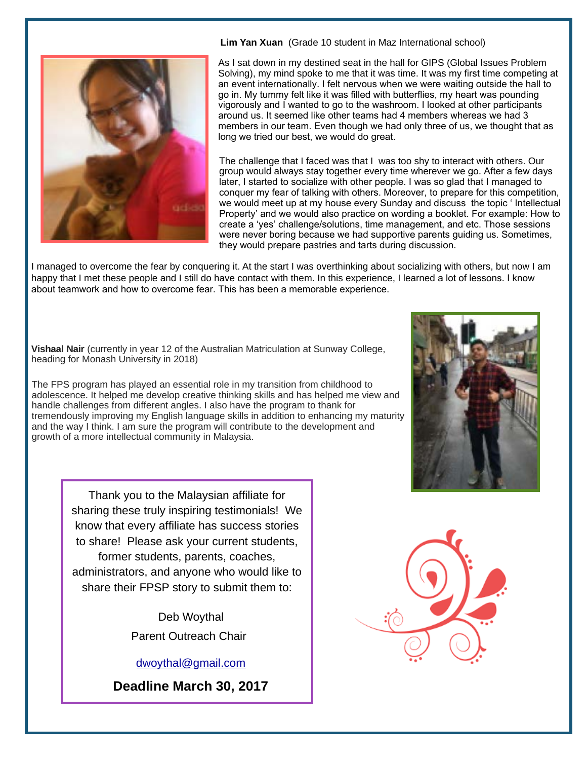**Lim Yan Xuan** (Grade 10 student in Maz International school)

As I sat down in my destined seat in the hall for GIPS (Global Issues Problem Solving), my mind spoke to me that it was time. It was my first time competing at an event internationally. I felt nervous when we were waiting outside the hall to go in. My tummy felt like it was filled with butterflies, my heart was pounding vigorously and I wanted to go to the washroom. I looked at other participants around us. It seemed like other teams had 4 members whereas we had 3 members in our team. Even though we had only three of us, we thought that as long we tried our best, we would do great.

The challenge that I faced was that I was too shy to interact with others. Our group would always stay together every time wherever we go. After a few days later, I started to socialize with other people. I was so glad that I managed to conquer my fear of talking with others. Moreover, to prepare for this competition, we would meet up at my house every Sunday and discuss the topic ' Intellectual Property' and we would also practice on wording a booklet. For example: How to create a 'yes' challenge/solutions, time management, and etc. Those sessions were never boring because we had supportive parents guiding us. Sometimes, they would prepare pastries and tarts during discussion.

I managed to overcome the fear by conquering it. At the start I was overthinking about socializing with others, but now I am happy that I met these people and I still do have contact with them. In this experience, I learned a lot of lessons. I know about teamwork and how to overcome fear. This has been a memorable experience.

**Vishaal Nair** (currently in year 12 of the Australian Matriculation at Sunway College, heading for Monash University in 2018)

The FPS program has played an essential role in my transition from childhood to adolescence. It helped me develop creative thinking skills and has helped me view and handle challenges from different angles. I also have the program to thank for tremendously improving my English language skills in addition to enhancing my maturity and the way I think. I am sure the program will contribute to the development and growth of a more intellectual community in Malaysia.

Thank you to the Malaysian affiliate for sharing these truly inspiring testimonials! We know that every affiliate has success stories to share! Please ask your current students, former students, parents, coaches, administrators, and anyone who would like to share their FPSP story to submit them to:

Deb Woythal

Parent Outreach Chair

dwoythal@gmail.com

**Deadline March 30, 2017**